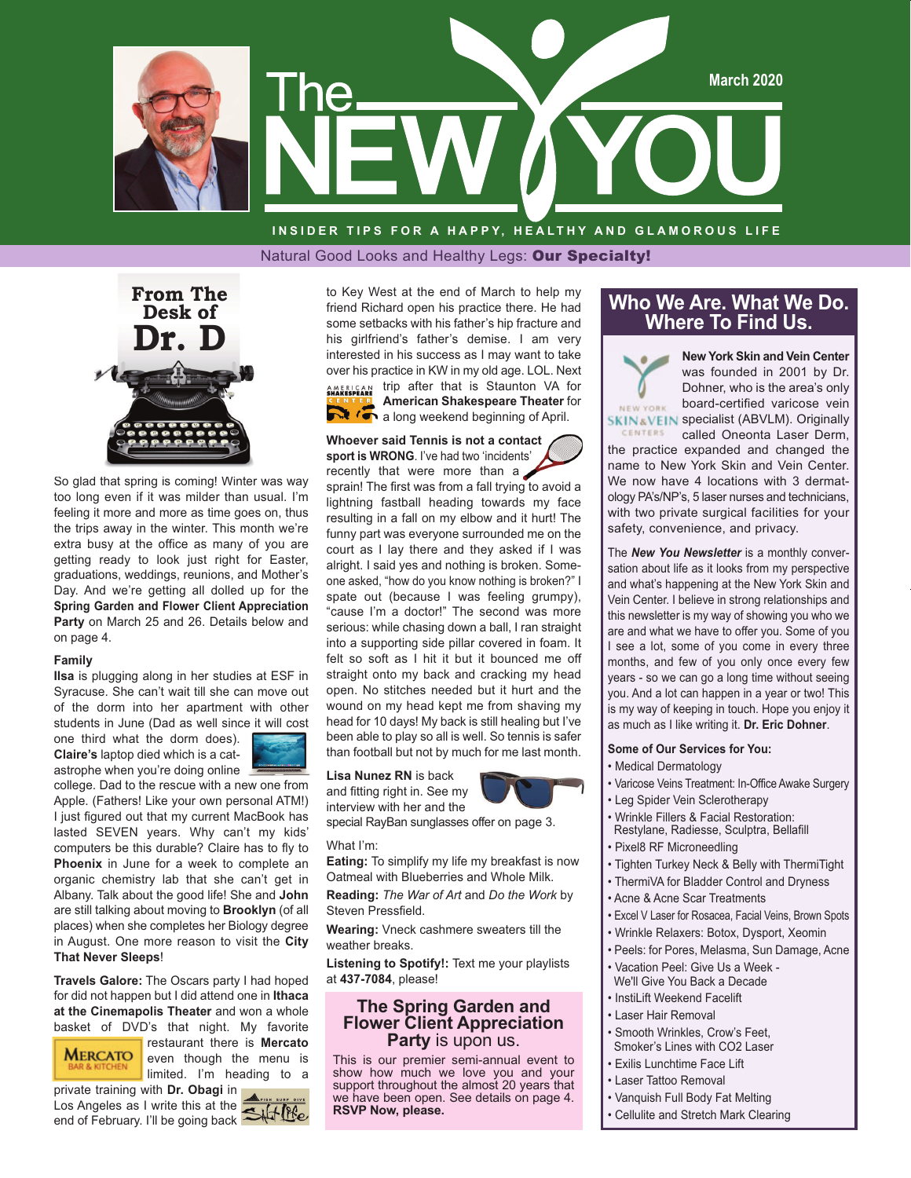# The NEW YOU

March 2020

INSIDER TIPS FOR A HAPPY, HEALTHY AND GLAMOROUS LIFE

Natural Good Looks and Healthy Legs: **Our Specialty!**

## From The Desk of Dr. D

So glad that spring is coming! Winter was way too long even if it was milder than usual. I'm feeling it more and more as time goes on, thus the trips away in the winter. This month we're extra busy at the office as many of you are getting ready to look just right for Easter, graduations, weddings, reunions, and Mother's Day. And we're getting all dolled up for the **Spring Garden and Flower Client Appreciation Party** on March 25 and 26. Details below and on page 4.

**Family**

**Ilsa** is plugging along in her studies at ESF in Syracuse. She can't wait till she can move out of the dorm into her apartment with other students in June (Dad as well since it will cost one third what the dorm does). **Claire's** laptop died which is a catastrophe when you're doing online college. Dad to the rescue with a new one from Apple. (Fathers! Like your own personal ATM!) I just figured out that my current MacBook has lasted SEVEN years. Why can't my kids' computers be this durable? Claire has to fly to **Phoenix** in June for a week to complete an organic chemistry lab that she can't get in Albany. Talk about the good life! She and **John** are still talking about moving to **Brooklyn** (of all places) when she completes her Biology degree in August. One more reason to visit the **City That Never Sleeps**!

**Travels Galore:** The Oscars party I had hoped for did not happen but I did attend one in **Ithaca at the Cinemapolis Theater** and won a whole basket of DVD's that night. My favorite restaurant there is **Mercato** even though the menu is limited. I'm heading to a private training with **Dr. Obagi** in Los Angeles as I write this at the end of February. I'll be going back to Key West at the end of March to help my friend Richard open his practice there. He had some setbacks with his father's hip fracture and his girlfriend's father's demise. I am very interested in his success as I may want to take over his practice in KW in my old age. LOL. Next trip after that is Staunton VA for **American Shakespeare Theater** for a long weekend beginning of April.

**Whoever said Tennis is not a contact sport is WRONG**. I've had two 'incidents' recently that were more than a sprain! The first was from a fall trying to avoid a lightning fastball heading towards my face resulting in a fall on my elbow and it hurt! The funny part was everyone surrounded me on the court as I lay there and they asked if I was alright. I said yes and nothing is broken. Someone asked, "how do you know nothing is broken?" I spate out (because I was feeling grumpy), "cause I'm a doctor!" The second was more serious: while chasing down a ball, I ran straight into a supporting side pillar covered in foam. It felt so soft as I hit it but it bounced me off straight onto my back and cracking my head open. No stitches needed but it hurt and the wound on my head kept me from shaving my head for 10 days! My back is still healing but I've been able to play so all is well. So tennis is safer than football but not by much for me last month.

**Lisa Nunez RN** is back and fitting right in. See my interview with her and the special RayBan sunglasses offer on page 3.

What I'm:

**Eating:** To simplify my life my breakfast is now Oatmeal with Blueberries and Whole Milk.

**Reading:** *The War of Art* and *Do the Work* by Steven Pressfield.

**Wearing:** Vneck cashmere sweaters till the weather breaks.

**Listening to Spotify!:** Text me your playlists at **437-7084**, please!

### The Spring Garden and Flower Client Appreciation Party is upon us.

This is our premier semi-annual event to show how much we love you and your support throughout the almost 20 years that we have been open. See details on page 4. **RSVP Now, please.**

## Who We Are. What We Do. Where To Find Us.

**New York Skin and Vein Center** was founded in 2001 by Dr. Dohner, who is the area's only board-certified varicose vein specialist (ABVLM). Originally called Oneonta Laser Derm, the practice expanded and changed the name to New York Skin and Vein Center. We now have 4 locations with 3 dermatology PA's/NP's, 5 laser nurses and technicians, with two private surgical facilities for your safety, convenience, and privacy.

The ***New You Newsletter*** is a monthly conversation about life as it looks from my perspective and what's happening at the New York Skin and Vein Center. I believe in strong relationships and this newsletter is my way of showing you who we are and what we have to offer you. Some of you I see a lot, some of you come in every three months, and few of you only once every few years - so we can go a long time without seeing you. And a lot can happen in a year or two! This is my way of keeping in touch. Hope you enjoy it as much as I like writing it. **Dr. Eric Dohner**.

**Some of Our Services for You:**

- Medical Dermatology
- Varicose Veins Treatment: In-Office Awake Surgery
- Leg Spider Vein Sclerotherapy
- Wrinkle Fillers & Facial Restoration: Restylane, Radiesse, Sculptra, Bellafill
- Pixel8 RF Microneedling
- Tighten Turkey Neck & Belly with ThermiTight
- ThermiVA for Bladder Control and Dryness
- Acne & Acne Scar Treatments
- Excel V Laser for Rosacea, Facial Veins, Brown Spots
- Wrinkle Relaxers: Botox, Dysport, Xeomin
- Peels: for Pores, Melasma, Sun Damage, Acne
- Vacation Peel: Give Us a Week - We'll Give You Back a Decade
- InstiLift Weekend Facelift
- Laser Hair Removal
- Smooth Wrinkles, Crow's Feet, Smoker's Lines with CO2 Laser
- Exilis Lunchtime Face Lift
- Laser Tattoo Removal
- Vanquish Full Body Fat Melting
- Cellulite and Stretch Mark Clearing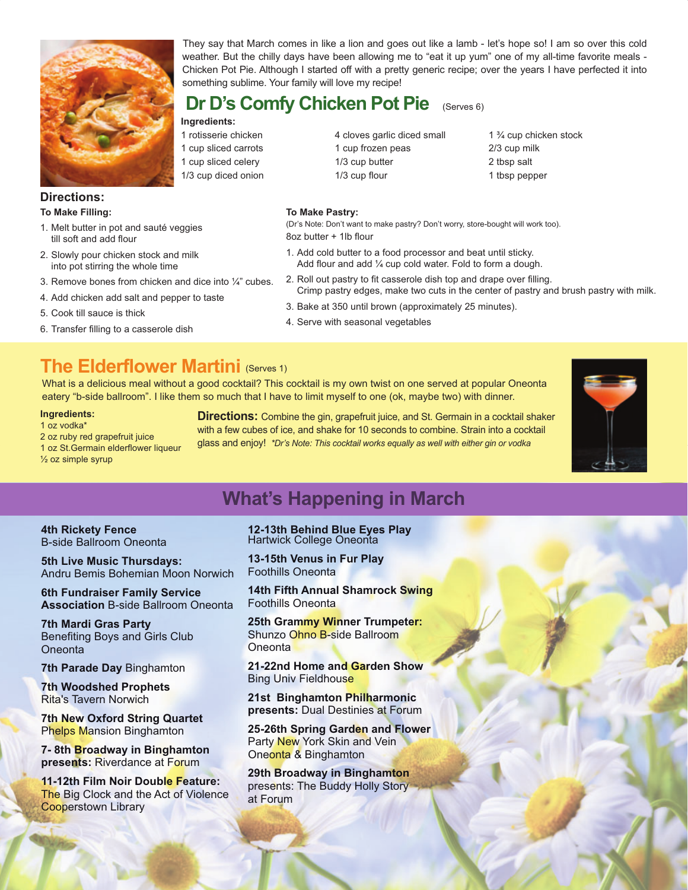They say that March comes in like a lion and goes out like a lamb - let's hope so! I am so over this cold weather. But the chilly days have been allowing me to "eat it up yum" one of my all-time favorite meals - Chicken Pot Pie. Although I started off with a pretty generic recipe; over the years I have perfected it into something sublime. Your family will love my recipe!

## Dr D's Comfy Chicken Pot Pie (Serves 6)

**Ingredients:**

- 1 rotisserie chicken
- 1 cup sliced carrots
- 1 cup sliced celery
- 1/3 cup diced onion
- 4 cloves garlic diced small
- 1 cup frozen peas
- 1/3 cup butter
- 1/3 cup flour
- 1 ¾ cup chicken stock
- 2/3 cup milk
- 2 tbsp salt
- 1 tbsp pepper

### Directions:

**To Make Filling:**

1. Melt butter in pot and sauté veggies till soft and add flour
2. Slowly pour chicken stock and milk into pot stirring the whole time
3. Remove bones from chicken and dice into ¼" cubes.
4. Add chicken add salt and pepper to taste
5. Cook till sauce is thick
6. Transfer filling to a casserole dish

**To Make Pastry:**

(Dr's Note: Don't want to make pastry? Don't worry, store-bought will work too).

8oz butter + 1lb flour

1. Add cold butter to a food processor and beat until sticky. Add flour and add ¼ cup cold water. Fold to form a dough.
2. Roll out pastry to fit casserole dish top and drape over filling. Crimp pastry edges, make two cuts in the center of pastry and brush pastry with milk.
3. Bake at 350 until brown (approximately 25 minutes).
4. Serve with seasonal vegetables

## The Elderflower Martini (Serves 1)

What is a delicious meal without a good cocktail? This cocktail is my own twist on one served at popular Oneonta eatery "b-side ballroom". I like them so much that I have to limit myself to one (ok, maybe two) with dinner.

**Ingredients:**

- 1 oz vodka*
- 2 oz ruby red grapefruit juice
- 1 oz St.Germain elderflower liqueur
- ½ oz simple syrup

**Directions:** Combine the gin, grapefruit juice, and St. Germain in a cocktail shaker with a few cubes of ice, and shake for 10 seconds to combine. Strain into a cocktail glass and enjoy! *\*Dr's Note: This cocktail works equally as well with either gin or vodka*

## What's Happening in March

**4th Rickety Fence**
B-side Ballroom Oneonta

**5th Live Music Thursdays:**
Andru Bemis Bohemian Moon Norwich

**6th Fundraiser Family Service Association** B-side Ballroom Oneonta

**7th Mardi Gras Party**
Benefiting Boys and Girls Club Oneonta

**7th Parade Day** Binghamton

**7th Woodshed Prophets**
Rita's Tavern Norwich

**7th New Oxford String Quartet**
Phelps Mansion Binghamton

**7- 8th Broadway in Binghamton presents:** Riverdance at Forum

**11-12th Film Noir Double Feature:**
The Big Clock and the Act of Violence Cooperstown Library

**12-13th Behind Blue Eyes Play**
Hartwick College Oneonta

**13-15th Venus in Fur Play**
Foothills Oneonta

**14th Fifth Annual Shamrock Swing**
Foothills Oneonta

**25th Grammy Winner Trumpeter:**
Shunzo Ohno B-side Ballroom Oneonta

**21-22nd Home and Garden Show**
Bing Univ Fieldhouse

**21st Binghamton Philharmonic presents:** Dual Destinies at Forum

**25-26th Spring Garden and Flower**
Party New York Skin and Vein Oneonta & Binghamton

**29th Broadway in Binghamton**
presents: The Buddy Holly Story at Forum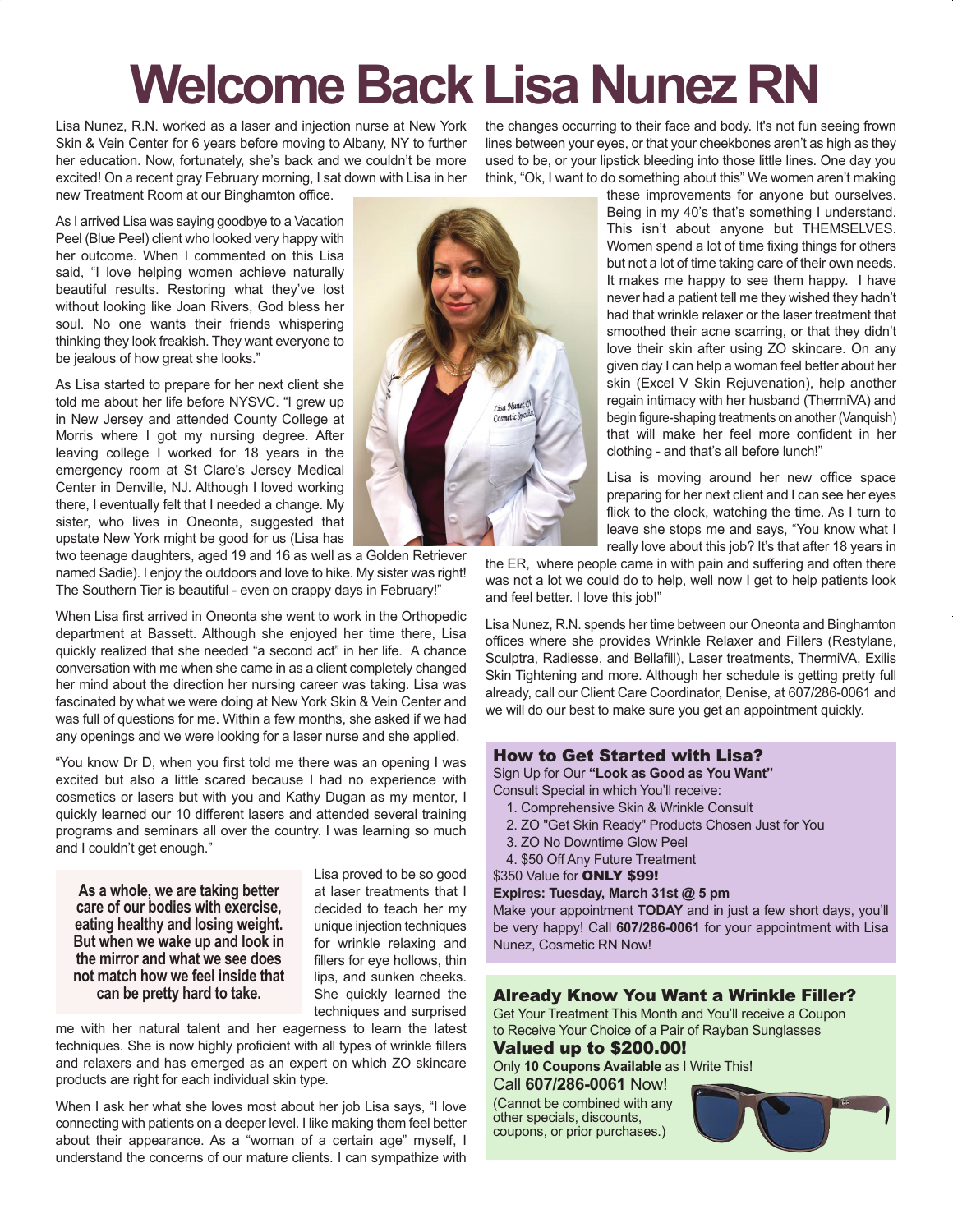# Welcome Back Lisa Nunez RN

Lisa Nunez, R.N. worked as a laser and injection nurse at New York Skin & Vein Center for 6 years before moving to Albany, NY to further her education. Now, fortunately, she's back and we couldn't be more excited! On a recent gray February morning, I sat down with Lisa in her new Treatment Room at our Binghamton office.

As I arrived Lisa was saying goodbye to a Vacation Peel (Blue Peel) client who looked very happy with her outcome. When I commented on this Lisa said, "I love helping women achieve naturally beautiful results. Restoring what they've lost without looking like Joan Rivers, God bless her soul. No one wants their friends whispering thinking they look freakish. They want everyone to be jealous of how great she looks."

As Lisa started to prepare for her next client she told me about her life before NYSVC. "I grew up in New Jersey and attended County College at Morris where I got my nursing degree. After leaving college I worked for 18 years in the emergency room at St Clare's Jersey Medical Center in Denville, NJ. Although I loved working there, I eventually felt that I needed a change. My sister, who lives in Oneonta, suggested that upstate New York might be good for us (Lisa has two teenage daughters, aged 19 and 16 as well as a Golden Retriever named Sadie). I enjoy the outdoors and love to hike. My sister was right! The Southern Tier is beautiful - even on crappy days in February!"

When Lisa first arrived in Oneonta she went to work in the Orthopedic department at Bassett. Although she enjoyed her time there, Lisa quickly realized that she needed "a second act" in her life. A chance conversation with me when she came in as a client completely changed her mind about the direction her nursing career was taking. Lisa was fascinated by what we were doing at New York Skin & Vein Center and was full of questions for me. Within a few months, she asked if we had any openings and we were looking for a laser nurse and she applied.

"You know Dr D, when you first told me there was an opening I was excited but also a little scared because I had no experience with cosmetics or lasers but with you and Kathy Dugan as my mentor, I quickly learned our 10 different lasers and attended several training programs and seminars all over the country. I was learning so much and I couldn't get enough."

> **As a whole, we are taking better care of our bodies with exercise, eating healthy and losing weight. But when we wake up and look in the mirror and what we see does not match how we feel inside that can be pretty hard to take.**

Lisa proved to be so good at laser treatments that I decided to teach her my unique injection techniques for wrinkle relaxing and fillers for eye hollows, thin lips, and sunken cheeks. She quickly learned the techniques and surprised me with her natural talent and her eagerness to learn the latest techniques. She is now highly proficient with all types of wrinkle fillers and relaxers and has emerged as an expert on which ZO skincare products are right for each individual skin type.

When I ask her what she loves most about her job Lisa says, "I love connecting with patients on a deeper level. I like making them feel better about their appearance. As a "woman of a certain age" myself, I understand the concerns of our mature clients. I can sympathize with the changes occurring to their face and body. It's not fun seeing frown lines between your eyes, or that your cheekbones aren't as high as they used to be, or your lipstick bleeding into those little lines. One day you think, "Ok, I want to do something about this" We women aren't making these improvements for anyone but ourselves. Being in my 40's that's something I understand. This isn't about anyone but THEMSELVES. Women spend a lot of time fixing things for others but not a lot of time taking care of their own needs. It makes me happy to see them happy. I have never had a patient tell me they wished they hadn't had that wrinkle relaxer or the laser treatment that smoothed their acne scarring, or that they didn't love their skin after using ZO skincare. On any given day I can help a woman feel better about her skin (Excel V Skin Rejuvenation), help another regain intimacy with her husband (ThermiVA) and begin figure-shaping treatments on another (Vanquish) that will make her feel more confident in her clothing - and that's all before lunch!"

Lisa is moving around her new office space preparing for her next client and I can see her eyes flick to the clock, watching the time. As I turn to leave she stops me and says, "You know what I really love about this job? It's that after 18 years in the ER, where people came in with pain and suffering and often there was not a lot we could do to help, well now I get to help patients look and feel better. I love this job!"

Lisa Nunez, R.N. spends her time between our Oneonta and Binghamton offices where she provides Wrinkle Relaxer and Fillers (Restylane, Sculptra, Radiesse, and Bellafill), Laser treatments, ThermiVA, Exilis Skin Tightening and more. Although her schedule is getting pretty full already, call our Client Care Coordinator, Denise, at 607/286-0061 and we will do our best to make sure you get an appointment quickly.

## How to Get Started with Lisa?

Sign Up for Our **"Look as Good as You Want"** Consult Special in which You'll receive:

1. Comprehensive Skin & Wrinkle Consult
2. ZO "Get Skin Ready" Products Chosen Just for You
3. ZO No Downtime Glow Peel
4. $50 Off Any Future Treatment

$350 Value for **ONLY $99!**

**Expires: Tuesday, March 31st @ 5 pm**

Make your appointment **TODAY** and in just a few short days, you'll be very happy! Call **607/286-0061** for your appointment with Lisa Nunez, Cosmetic RN Now!

## Already Know You Want a Wrinkle Filler?

Get Your Treatment This Month and You'll receive a Coupon to Receive Your Choice of a Pair of Rayban Sunglasses

**Valued up to $200.00!**

Only **10 Coupons Available** as I Write This!

Call **607/286-0061** Now!

(Cannot be combined with any other specials, discounts, coupons, or prior purchases.)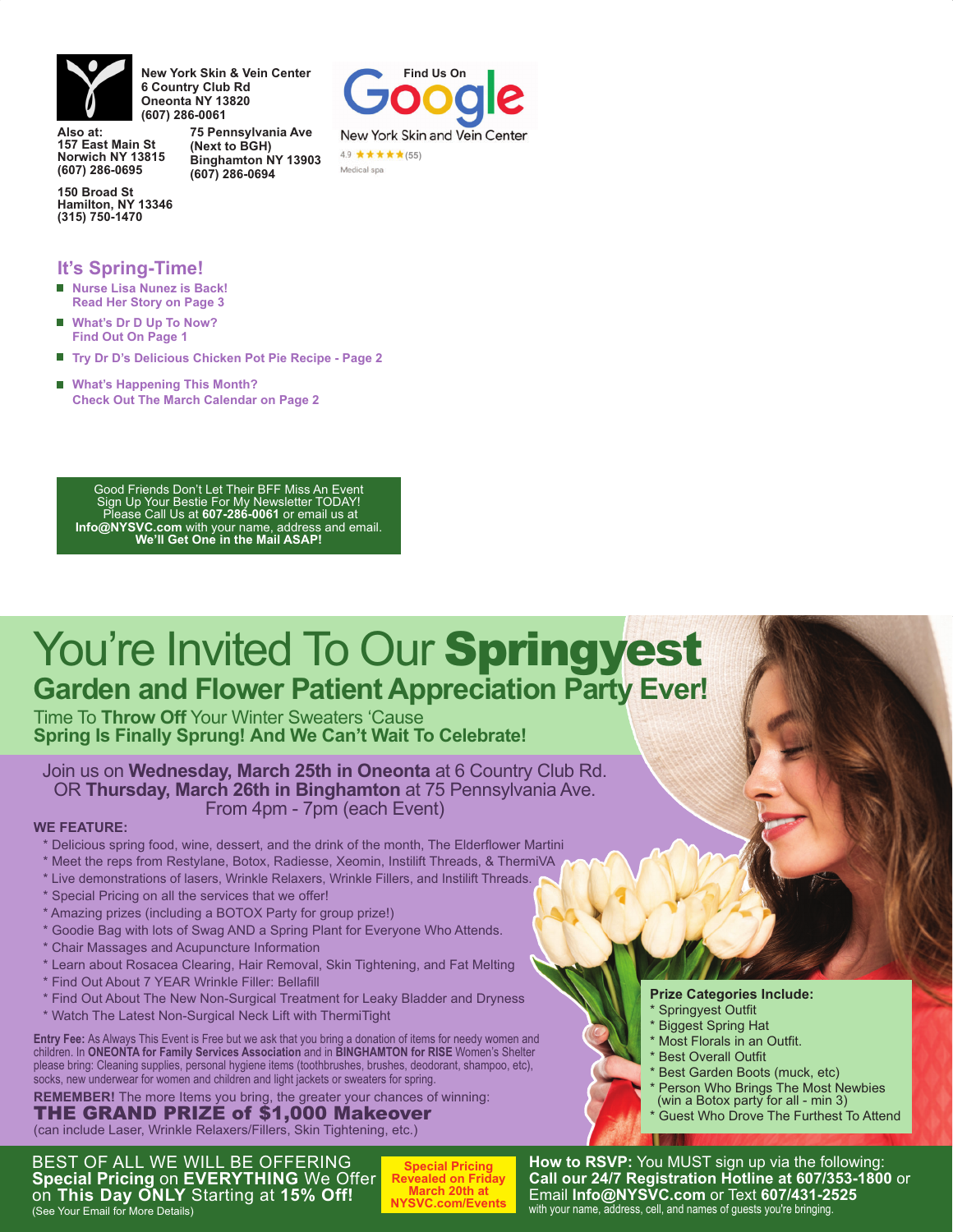**New York Skin & Vein Center**
**6 Country Club Rd**
**Oneonta NY 13820**
**(607) 286-0061**

**Also at:**
**157 East Main St**
**Norwich NY 13815**
**(607) 286-0695**

**75 Pennsylvania Ave**
**(Next to BGH)**
**Binghamton NY 13903**
**(607) 286-0694**

**150 Broad St**
**Hamilton, NY 13346**
**(315) 750-1470**

Find Us On Google
New York Skin and Vein Center
4.9 ★★★★★(55)
Medical spa

## It's Spring-Time!

- Nurse Lisa Nunez is Back! Read Her Story on Page 3
- What's Dr D Up To Now? Find Out On Page 1
- Try Dr D's Delicious Chicken Pot Pie Recipe - Page 2
- What's Happening This Month? Check Out The March Calendar on Page 2

Good Friends Don't Let Their BFF Miss An Event
Sign Up Your Bestie For My Newsletter TODAY!
Please Call Us at **607-286-0061** or email us at
**Info@NYSVC.com** with your name, address and email.
**We'll Get One in the Mail ASAP!**

# You're Invited To Our **Springyest**
## Garden and Flower Patient Appreciation Party Ever!

Time To **Throw Off** Your Winter Sweaters 'Cause
**Spring Is Finally Sprung! And We Can't Wait To Celebrate!**

Join us on **Wednesday, March 25th in Oneonta** at 6 Country Club Rd.
OR **Thursday, March 26th in Binghamton** at 75 Pennsylvania Ave.
From 4pm - 7pm (each Event)

**WE FEATURE:**

* Delicious spring food, wine, dessert, and the drink of the month, The Elderflower Martini
* Meet the reps from Restylane, Botox, Radiesse, Xeomin, Instilift Threads, & ThermiVA
* Live demonstrations of lasers, Wrinkle Relaxers, Wrinkle Fillers, and Instilift Threads.
* Special Pricing on all the services that we offer!
* Amazing prizes (including a BOTOX Party for group prize!)
* Goodie Bag with lots of Swag AND a Spring Plant for Everyone Who Attends.
* Chair Massages and Acupuncture Information
* Learn about Rosacea Clearing, Hair Removal, Skin Tightening, and Fat Melting
* Find Out About 7 YEAR Wrinkle Filler: Bellafill
* Find Out About The New Non-Surgical Treatment for Leaky Bladder and Dryness
* Watch The Latest Non-Surgical Neck Lift with ThermiTight

**Entry Fee:** As Always This Event is Free but we ask that you bring a donation of items for needy women and children. In **ONEONTA for Family Services Association** and in **BINGHAMTON for RISE** Women's Shelter please bring: Cleaning supplies, personal hygiene items (toothbrushes, brushes, deodorant, shampoo, etc), socks, new underwear for women and children and light jackets or sweaters for spring.

**REMEMBER!** The more Items you bring, the greater your chances of winning:
**THE GRAND PRIZE of $1,000 Makeover**
(can include Laser, Wrinkle Relaxers/Fillers, Skin Tightening, etc.)

**Prize Categories Include:**

* Springyest Outfit
* Biggest Spring Hat
* Most Florals in an Outfit.
* Best Overall Outfit
* Best Garden Boots (muck, etc)
* Person Who Brings The Most Newbies (win a Botox party for all - min 3)
* Guest Who Drove The Furthest To Attend

BEST OF ALL WE WILL BE OFFERING
**Special Pricing** on **EVERYTHING** We Offer
on **This Day ONLY** Starting at **15% Off!**
(See Your Email for More Details)

**Special Pricing Revealed on Friday March 20th at NYSVC.com/Events**

**How to RSVP:** You MUST sign up via the following:
**Call our 24/7 Registration Hotline at 607/353-1800** or
Email **Info@NYSVC.com** or Text **607/431-2525**
with your name, address, cell, and names of guests you're bringing.